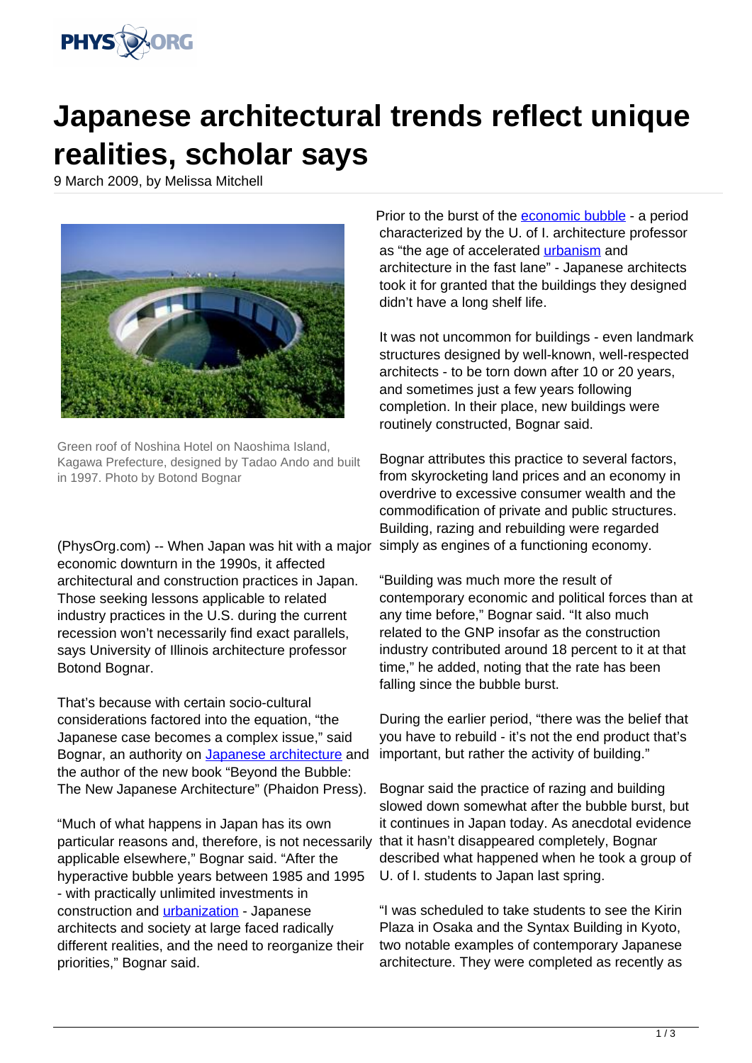# Japanese architectural trends reflect unique realities, scholar says

9 March 2009, by Melissa Mitchell

Green roof of Noshina Hotel on Naoshima Island, Kagawa Prefecture, designed by Tadao Ando and built in 1997. Photo by Botond Bognar

(PhysOrg.com) -- When Japan was hit with a major economic downturn in the 1990s, it affected architectural and construction practices in Japan. Those seeking lessons applicable to related industry practices in the U.S. during the current recession won't necessarily find exact parallels, says University of Illinois architecture professor Botond Bognar.

That's because with certain socio-cultural considerations factored into the equation, "the Japanese case becomes a complex issue," said Bognar, an authority on Japanese architecture and the author of the new book "Beyond the Bubble: The New Japanese Architecture" (Phaidon Press).

"Much of what happens in Japan has its own particular reasons and, therefore, is not necessarily applicable elsewhere," Bognar said. "After the hyperactive bubble years between 1985 and 1995 - with practically unlimited investments in construction and urbanization - Japanese architects and society at large faced radically different realities, and the need to reorganize their priorities," Bognar said.

Prior to the burst of the economic bubble - a period characterized by the U. of I. architecture professor as "the age of accelerated urbanism and architecture in the fast lane" - Japanese architects took it for granted that the buildings they designed didn't have a long shelf life.

It was not uncommon for buildings - even landmark structures designed by well-known, well-respected architects - to be torn down after 10 or 20 years, and sometimes just a few years following completion. In their place, new buildings were routinely constructed, Bognar said.

Bognar attributes this practice to several factors, from skyrocketing land prices and an economy in overdrive to excessive consumer wealth and the commodification of private and public structures. Building, razing and rebuilding were regarded simply as engines of a functioning economy.

"Building was much more the result of contemporary economic and political forces than at any time before," Bognar said. "It also much related to the GNP insofar as the construction industry contributed around 18 percent to it at that time," he added, noting that the rate has been falling since the bubble burst.

During the earlier period, "there was the belief that you have to rebuild - it's not the end product that's important, but rather the activity of building."

Bognar said the practice of razing and building slowed down somewhat after the bubble burst, but it continues in Japan today. As anecdotal evidence that it hasn't disappeared completely, Bognar described what happened when he took a group of U. of I. students to Japan last spring.

"I was scheduled to take students to see the Kirin Plaza in Osaka and the Syntax Building in Kyoto, two notable examples of contemporary Japanese architecture. They were completed as recently as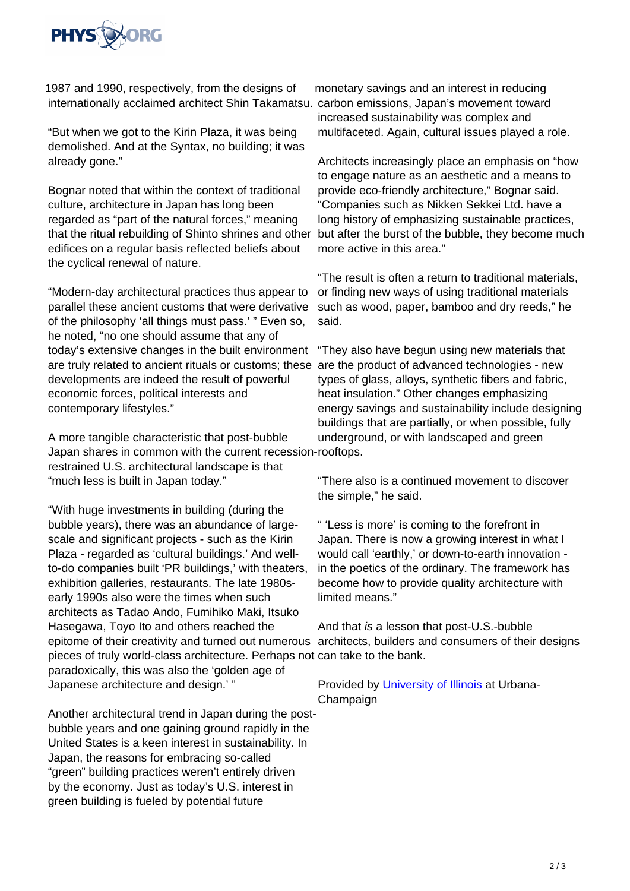1987 and 1990, respectively, from the designs of internationally acclaimed architect Shin Takamatsu.

"But when we got to the Kirin Plaza, it was being demolished. And at the Syntax, no building; it was already gone."

Bognar noted that within the context of traditional culture, architecture in Japan has long been regarded as "part of the natural forces," meaning that the ritual rebuilding of Shinto shrines and other edifices on a regular basis reflected beliefs about the cyclical renewal of nature.

"Modern-day architectural practices thus appear to parallel these ancient customs that were derivative of the philosophy 'all things must pass.' " Even so, he noted, "no one should assume that any of today's extensive changes in the built environment are truly related to ancient rituals or customs; these developments are indeed the result of powerful economic forces, political interests and contemporary lifestyles."

A more tangible characteristic that post-bubble Japan shares in common with the current recession-restrained U.S. architectural landscape is that "much less is built in Japan today."

"With huge investments in building (during the bubble years), there was an abundance of large-scale and significant projects - such as the Kirin Plaza - regarded as 'cultural buildings.' And well-to-do companies built 'PR buildings,' with theaters, exhibition galleries, restaurants. The late 1980s-early 1990s also were the times when such architects as Tadao Ando, Fumihiko Maki, Itsuko Hasegawa, Toyo Ito and others reached the epitome of their creativity and turned out numerous pieces of truly world-class architecture. Perhaps not paradoxically, this was also the 'golden age of Japanese architecture and design.' "

Another architectural trend in Japan during the post-bubble years and one gaining ground rapidly in the United States is a keen interest in sustainability. In Japan, the reasons for embracing so-called "green" building practices weren't entirely driven by the economy. Just as today's U.S. interest in green building is fueled by potential future monetary savings and an interest in reducing carbon emissions, Japan's movement toward increased sustainability was complex and multifaceted. Again, cultural issues played a role.

Architects increasingly place an emphasis on "how to engage nature as an aesthetic and a means to provide eco-friendly architecture," Bognar said. "Companies such as Nikken Sekkei Ltd. have a long history of emphasizing sustainable practices, but after the burst of the bubble, they become much more active in this area."

"The result is often a return to traditional materials, or finding new ways of using traditional materials such as wood, paper, bamboo and dry reeds," he said.

"They also have begun using new materials that are the product of advanced technologies - new types of glass, alloys, synthetic fibers and fabric, heat insulation." Other changes emphasizing energy savings and sustainability include designing buildings that are partially, or when possible, fully underground, or with landscaped and green rooftops.

"There also is a continued movement to discover the simple," he said.

" 'Less is more' is coming to the forefront in Japan. There is now a growing interest in what I would call 'earthly,' or down-to-earth innovation - in the poetics of the ordinary. The framework has become how to provide quality architecture with limited means."

And that *is* a lesson that post-U.S.-bubble architects, builders and consumers of their designs can take to the bank.

Provided by [University of Illinois] at Urbana-Champaign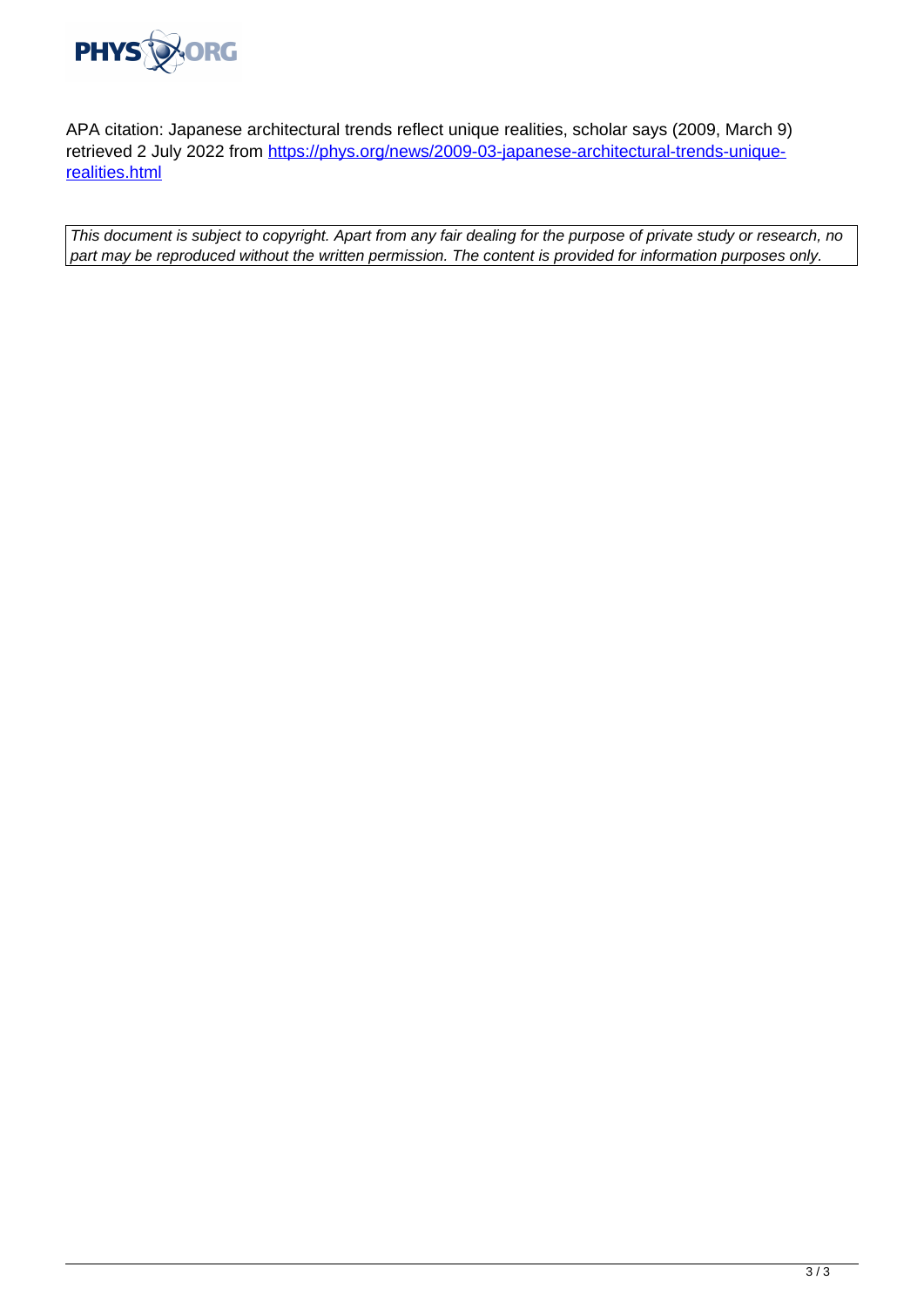APA citation: Japanese architectural trends reflect unique realities, scholar says (2009, March 9) retrieved 2 July 2022 from https://phys.org/news/2009-03-japanese-architectural-trends-unique-realities.html

*This document is subject to copyright. Apart from any fair dealing for the purpose of private study or research, no part may be reproduced without the written permission. The content is provided for information purposes only.*